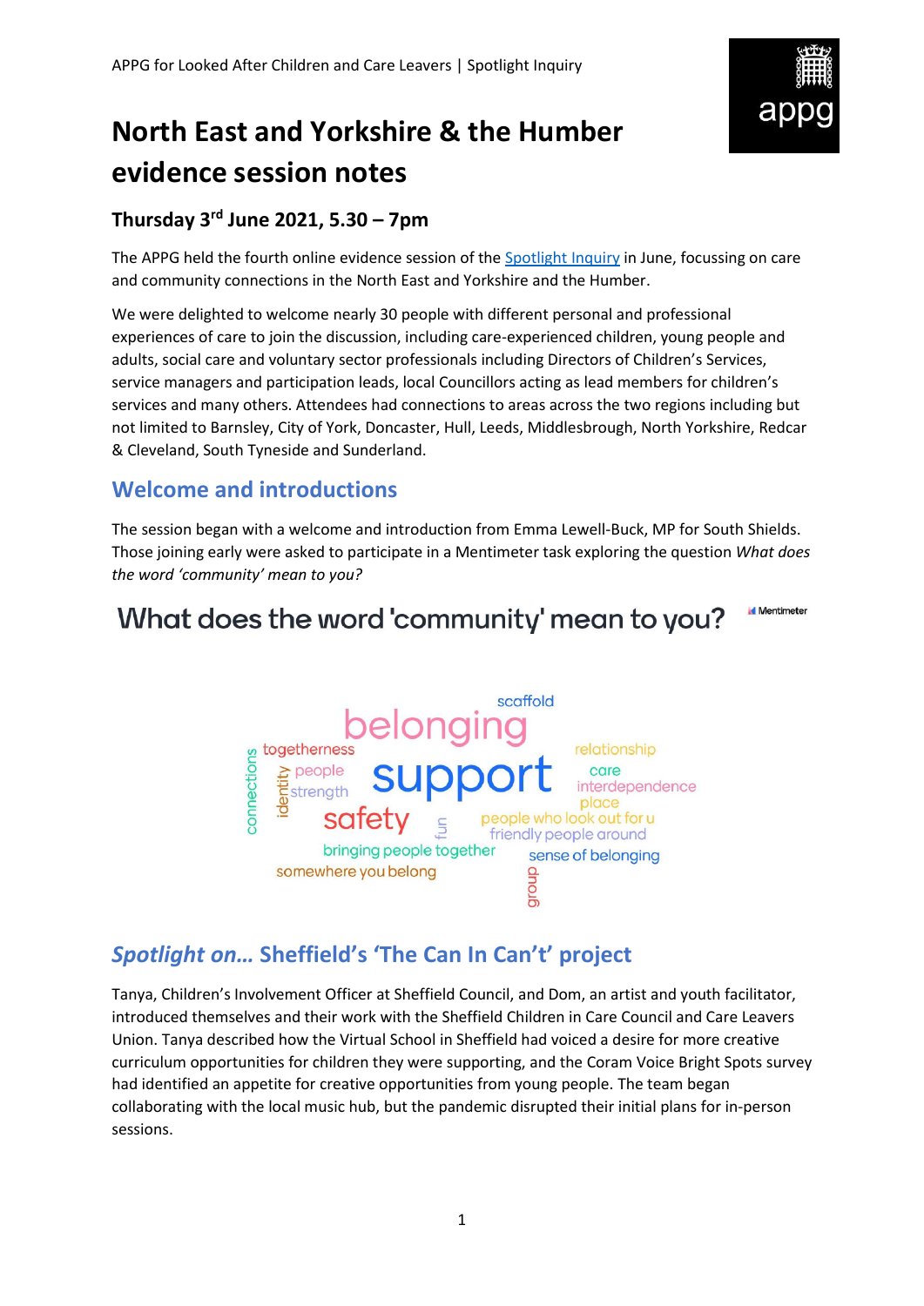# North East and Yorkshire & the Humber evidence session notes

### Thursday 3rd June 2021, 5.30 – 7pm

The APPG held the fourth online evidence session of the Spotlight Inquiry in June, focussing on care and community connections in the North East and Yorkshire and the Humber.

We were delighted to welcome nearly 30 people with different personal and professional experiences of care to join the discussion, including care-experienced children, young people and adults, social care and voluntary sector professionals including Directors of Children's Services, service managers and participation leads, local Councillors acting as lead members for children's services and many others. Attendees had connections to areas across the two regions including but not limited to Barnsley, City of York, Doncaster, Hull, Leeds, Middlesbrough, North Yorkshire, Redcar & Cleveland, South Tyneside and Sunderland.

## Welcome and introductions

The session began with a welcome and introduction from Emma Lewell-Buck, MP for South Shields. Those joining early were asked to participate in a Mentimeter task exploring the question *What does the word 'community' mean to you?*

## *Spotlight on…* Sheffield's 'The Can In Can't' project

Tanya, Children's Involvement Officer at Sheffield Council, and Dom, an artist and youth facilitator, introduced themselves and their work with the Sheffield Children in Care Council and Care Leavers Union. Tanya described how the Virtual School in Sheffield had voiced a desire for more creative curriculum opportunities for children they were supporting, and the Coram Voice Bright Spots survey had identified an appetite for creative opportunities from young people. The team began collaborating with the local music hub, but the pandemic disrupted their initial plans for in-person sessions.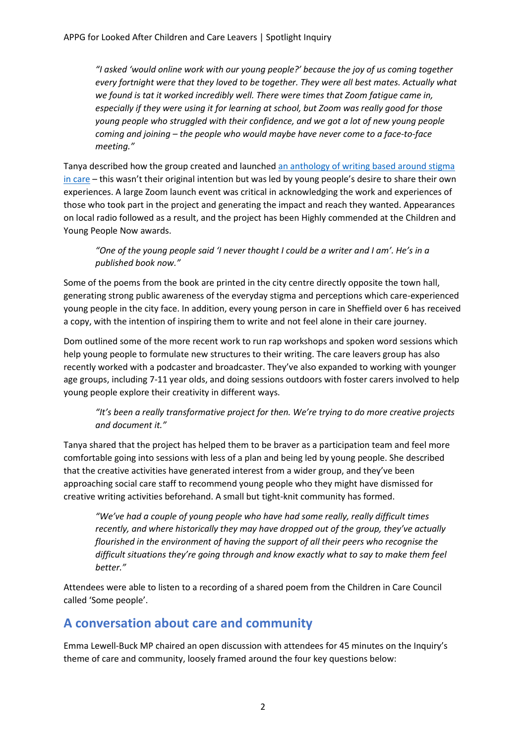*"I asked 'would online work with our young people?' because the joy of us coming together every fortnight were that they loved to be together. They were all best mates. Actually what we found is tat it worked incredibly well. There were times that Zoom fatigue came in, especially if they were using it for learning at school, but Zoom was really good for those young people who struggled with their confidence, and we got a lot of new young people coming and joining – the people who would maybe have never come to a face-to-face meeting."*

Tanya described how the group created and launched an anthology of writing based around stigma in care – this wasn't their original intention but was led by young people's desire to share their own experiences. A large Zoom launch event was critical in acknowledging the work and experiences of those who took part in the project and generating the impact and reach they wanted. Appearances on local radio followed as a result, and the project has been Highly commended at the Children and Young People Now awards.

*"One of the young people said 'I never thought I could be a writer and I am'. He's in a published book now."*

Some of the poems from the book are printed in the city centre directly opposite the town hall, generating strong public awareness of the everyday stigma and perceptions which care-experienced young people in the city face. In addition, every young person in care in Sheffield over 6 has received a copy, with the intention of inspiring them to write and not feel alone in their care journey.

Dom outlined some of the more recent work to run rap workshops and spoken word sessions which help young people to formulate new structures to their writing. The care leavers group has also recently worked with a podcaster and broadcaster. They've also expanded to working with younger age groups, including 7-11 year olds, and doing sessions outdoors with foster carers involved to help young people explore their creativity in different ways.

*"It's been a really transformative project for then. We're trying to do more creative projects and document it."*

Tanya shared that the project has helped them to be braver as a participation team and feel more comfortable going into sessions with less of a plan and being led by young people. She described that the creative activities have generated interest from a wider group, and they've been approaching social care staff to recommend young people who they might have dismissed for creative writing activities beforehand. A small but tight-knit community has formed.

*"We've had a couple of young people who have had some really, really difficult times recently, and where historically they may have dropped out of the group, they've actually flourished in the environment of having the support of all their peers who recognise the difficult situations they're going through and know exactly what to say to make them feel better."*

Attendees were able to listen to a recording of a shared poem from the Children in Care Council called 'Some people'.

## A conversation about care and community

Emma Lewell-Buck MP chaired an open discussion with attendees for 45 minutes on the Inquiry's theme of care and community, loosely framed around the four key questions below: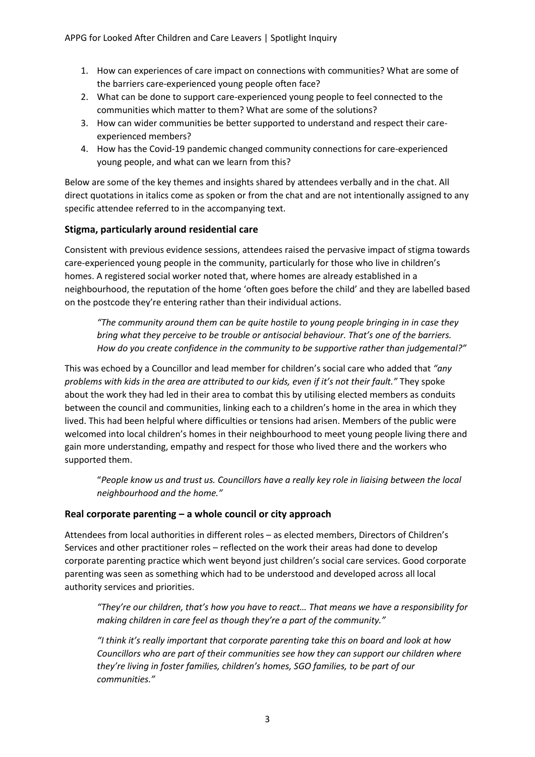1. How can experiences of care impact on connections with communities? What are some of the barriers care-experienced young people often face?
2. What can be done to support care-experienced young people to feel connected to the communities which matter to them? What are some of the solutions?
3. How can wider communities be better supported to understand and respect their care-experienced members?
4. How has the Covid-19 pandemic changed community connections for care-experienced young people, and what can we learn from this?

Below are some of the key themes and insights shared by attendees verbally and in the chat. All direct quotations in italics come as spoken or from the chat and are not intentionally assigned to any specific attendee referred to in the accompanying text.

## Stigma, particularly around residential care

Consistent with previous evidence sessions, attendees raised the pervasive impact of stigma towards care-experienced young people in the community, particularly for those who live in children's homes. A registered social worker noted that, where homes are already established in a neighbourhood, the reputation of the home 'often goes before the child' and they are labelled based on the postcode they're entering rather than their individual actions.

> *"The community around them can be quite hostile to young people bringing in in case they bring what they perceive to be trouble or antisocial behaviour. That's one of the barriers. How do you create confidence in the community to be supportive rather than judgemental?"*

This was echoed by a Councillor and lead member for children's social care who added that *"any problems with kids in the area are attributed to our kids, even if it's not their fault."* They spoke about the work they had led in their area to combat this by utilising elected members as conduits between the council and communities, linking each to a children's home in the area in which they lived. This had been helpful where difficulties or tensions had arisen. Members of the public were welcomed into local children's homes in their neighbourhood to meet young people living there and gain more understanding, empathy and respect for those who lived there and the workers who supported them.

> "*People know us and trust us. Councillors have a really key role in liaising between the local neighbourhood and the home."*

## Real corporate parenting – a whole council or city approach

Attendees from local authorities in different roles – as elected members, Directors of Children's Services and other practitioner roles – reflected on the work their areas had done to develop corporate parenting practice which went beyond just children's social care services. Good corporate parenting was seen as something which had to be understood and developed across all local authority services and priorities.

> *"They're our children, that's how you have to react… That means we have a responsibility for making children in care feel as though they're a part of the community."*

> *"I think it's really important that corporate parenting take this on board and look at how Councillors who are part of their communities see how they can support our children where they're living in foster families, children's homes, SGO families, to be part of our communities."*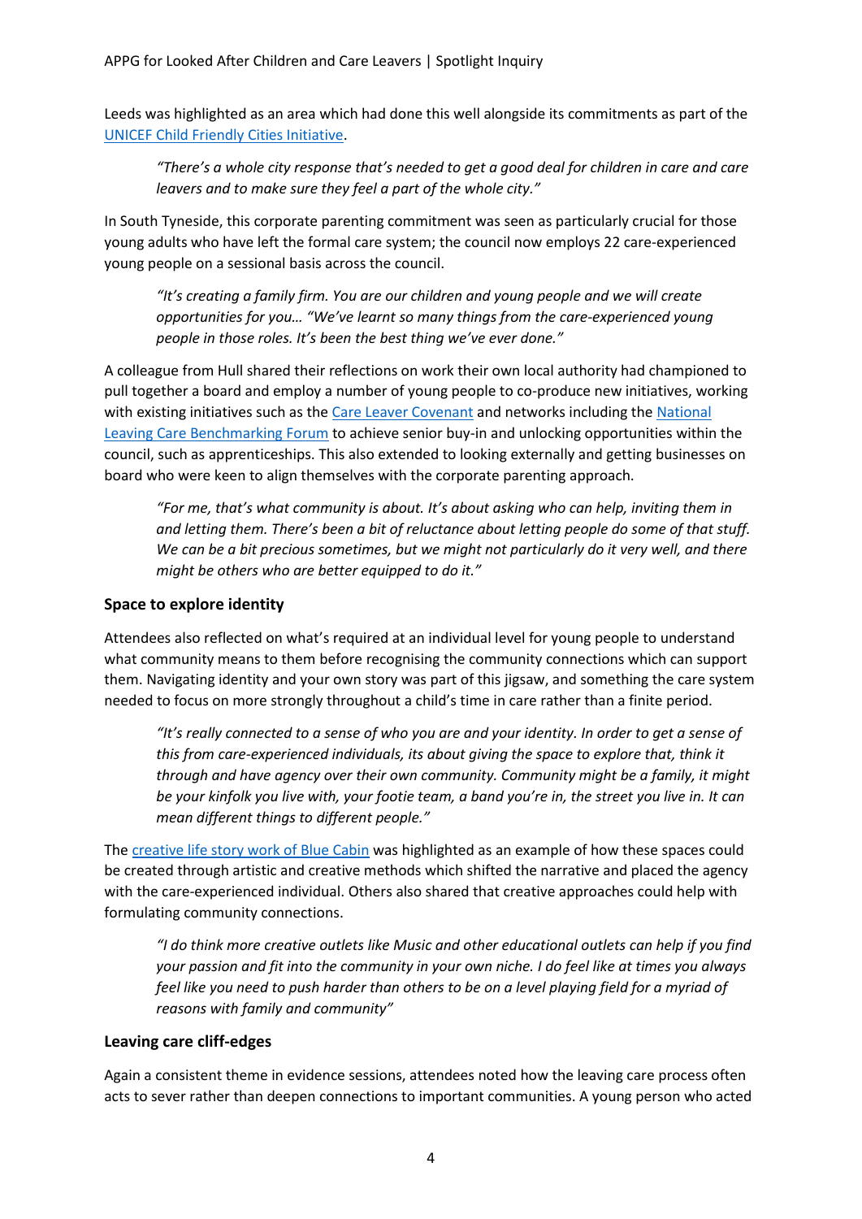Leeds was highlighted as an area which had done this well alongside its commitments as part of the [UNICEF Child Friendly Cities Initiative](#).

> *"There's a whole city response that's needed to get a good deal for children in care and care leavers and to make sure they feel a part of the whole city."*

In South Tyneside, this corporate parenting commitment was seen as particularly crucial for those young adults who have left the formal care system; the council now employs 22 care-experienced young people on a sessional basis across the council.

> *"It's creating a family firm. You are our children and young people and we will create opportunities for you… "We've learnt so many things from the care-experienced young people in those roles. It's been the best thing we've ever done."*

A colleague from Hull shared their reflections on work their own local authority had championed to pull together a board and employ a number of young people to co-produce new initiatives, working with existing initiatives such as the [Care Leaver Covenant](#) and networks including the [National Leaving Care Benchmarking Forum](#) to achieve senior buy-in and unlocking opportunities within the council, such as apprenticeships. This also extended to looking externally and getting businesses on board who were keen to align themselves with the corporate parenting approach.

> *"For me, that's what community is about. It's about asking who can help, inviting them in and letting them. There's been a bit of reluctance about letting people do some of that stuff. We can be a bit precious sometimes, but we might not particularly do it very well, and there might be others who are better equipped to do it."*

### Space to explore identity

Attendees also reflected on what's required at an individual level for young people to understand what community means to them before recognising the community connections which can support them. Navigating identity and your own story was part of this jigsaw, and something the care system needed to focus on more strongly throughout a child's time in care rather than a finite period.

> *"It's really connected to a sense of who you are and your identity. In order to get a sense of this from care-experienced individuals, its about giving the space to explore that, think it through and have agency over their own community. Community might be a family, it might be your kinfolk you live with, your footie team, a band you're in, the street you live in. It can mean different things to different people."*

The [creative life story work of Blue Cabin](#) was highlighted as an example of how these spaces could be created through artistic and creative methods which shifted the narrative and placed the agency with the care-experienced individual. Others also shared that creative approaches could help with formulating community connections.

> *"I do think more creative outlets like Music and other educational outlets can help if you find your passion and fit into the community in your own niche. I do feel like at times you always feel like you need to push harder than others to be on a level playing field for a myriad of reasons with family and community"*

### Leaving care cliff-edges

Again a consistent theme in evidence sessions, attendees noted how the leaving care process often acts to sever rather than deepen connections to important communities. A young person who acted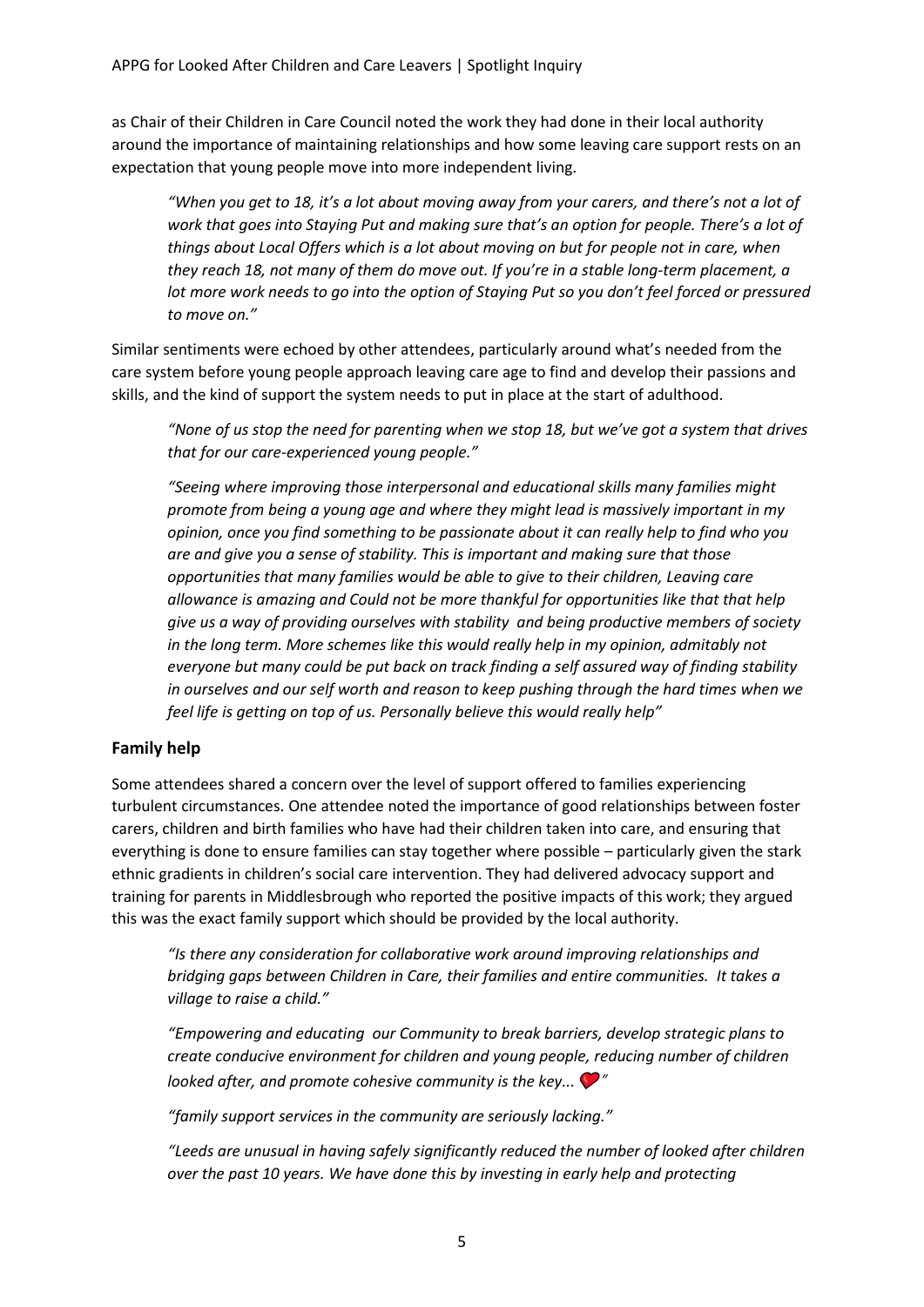as Chair of their Children in Care Council noted the work they had done in their local authority around the importance of maintaining relationships and how some leaving care support rests on an expectation that young people move into more independent living.

> *"When you get to 18, it's a lot about moving away from your carers, and there's not a lot of work that goes into Staying Put and making sure that's an option for people. There's a lot of things about Local Offers which is a lot about moving on but for people not in care, when they reach 18, not many of them do move out. If you're in a stable long-term placement, a lot more work needs to go into the option of Staying Put so you don't feel forced or pressured to move on."*

Similar sentiments were echoed by other attendees, particularly around what's needed from the care system before young people approach leaving care age to find and develop their passions and skills, and the kind of support the system needs to put in place at the start of adulthood.

> *"None of us stop the need for parenting when we stop 18, but we've got a system that drives that for our care-experienced young people."*

> *"Seeing where improving those interpersonal and educational skills many families might promote from being a young age and where they might lead is massively important in my opinion, once you find something to be passionate about it can really help to find who you are and give you a sense of stability. This is important and making sure that those opportunities that many families would be able to give to their children, Leaving care allowance is amazing and Could not be more thankful for opportunities like that that help give us a way of providing ourselves with stability and being productive members of society in the long term. More schemes like this would really help in my opinion, admitably not everyone but many could be put back on track finding a self assured way of finding stability in ourselves and our self worth and reason to keep pushing through the hard times when we feel life is getting on top of us. Personally believe this would really help"*

## Family help

Some attendees shared a concern over the level of support offered to families experiencing turbulent circumstances. One attendee noted the importance of good relationships between foster carers, children and birth families who have had their children taken into care, and ensuring that everything is done to ensure families can stay together where possible – particularly given the stark ethnic gradients in children's social care intervention. They had delivered advocacy support and training for parents in Middlesbrough who reported the positive impacts of this work; they argued this was the exact family support which should be provided by the local authority.

> *"Is there any consideration for collaborative work around improving relationships and bridging gaps between Children in Care, their families and entire communities. It takes a village to raise a child."*

> *"Empowering and educating our Community to break barriers, develop strategic plans to create conducive environment for children and young people, reducing number of children looked after, and promote cohesive community is the key... ❤️"*

> *"family support services in the community are seriously lacking."*

> *"Leeds are unusual in having safely significantly reduced the number of looked after children over the past 10 years. We have done this by investing in early help and protecting*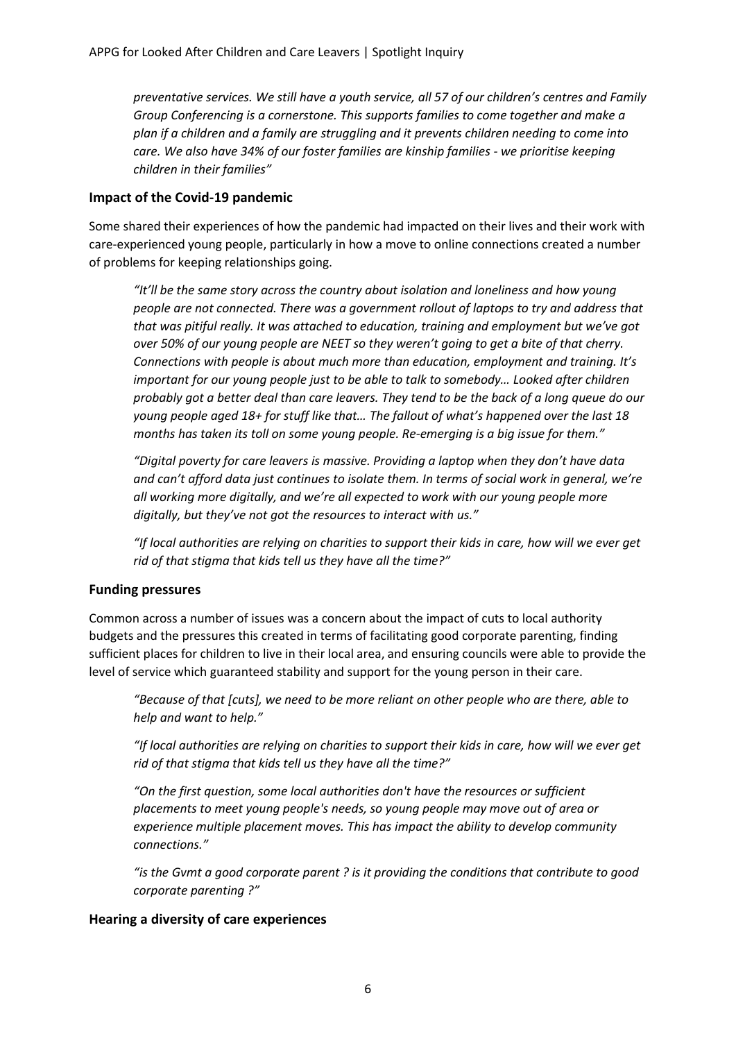*preventative services. We still have a youth service, all 57 of our children's centres and Family Group Conferencing is a cornerstone. This supports families to come together and make a plan if a children and a family are struggling and it prevents children needing to come into care. We also have 34% of our foster families are kinship families - we prioritise keeping children in their families"*

### Impact of the Covid-19 pandemic

Some shared their experiences of how the pandemic had impacted on their lives and their work with care-experienced young people, particularly in how a move to online connections created a number of problems for keeping relationships going.

> *"It'll be the same story across the country about isolation and loneliness and how young people are not connected. There was a government rollout of laptops to try and address that that was pitiful really. It was attached to education, training and employment but we've got over 50% of our young people are NEET so they weren't going to get a bite of that cherry. Connections with people is about much more than education, employment and training. It's important for our young people just to be able to talk to somebody… Looked after children probably got a better deal than care leavers. They tend to be the back of a long queue do our young people aged 18+ for stuff like that… The fallout of what's happened over the last 18 months has taken its toll on some young people. Re-emerging is a big issue for them."*

> *"Digital poverty for care leavers is massive. Providing a laptop when they don't have data and can't afford data just continues to isolate them. In terms of social work in general, we're all working more digitally, and we're all expected to work with our young people more digitally, but they've not got the resources to interact with us."*

> *"If local authorities are relying on charities to support their kids in care, how will we ever get rid of that stigma that kids tell us they have all the time?"*

### Funding pressures

Common across a number of issues was a concern about the impact of cuts to local authority budgets and the pressures this created in terms of facilitating good corporate parenting, finding sufficient places for children to live in their local area, and ensuring councils were able to provide the level of service which guaranteed stability and support for the young person in their care.

> *"Because of that [cuts], we need to be more reliant on other people who are there, able to help and want to help."*

> *"If local authorities are relying on charities to support their kids in care, how will we ever get rid of that stigma that kids tell us they have all the time?"*

> *"On the first question, some local authorities don't have the resources or sufficient placements to meet young people's needs, so young people may move out of area or experience multiple placement moves. This has impact the ability to develop community connections."*

> *"is the Gvmt a good corporate parent ? is it providing the conditions that contribute to good corporate parenting ?"*

### Hearing a diversity of care experiences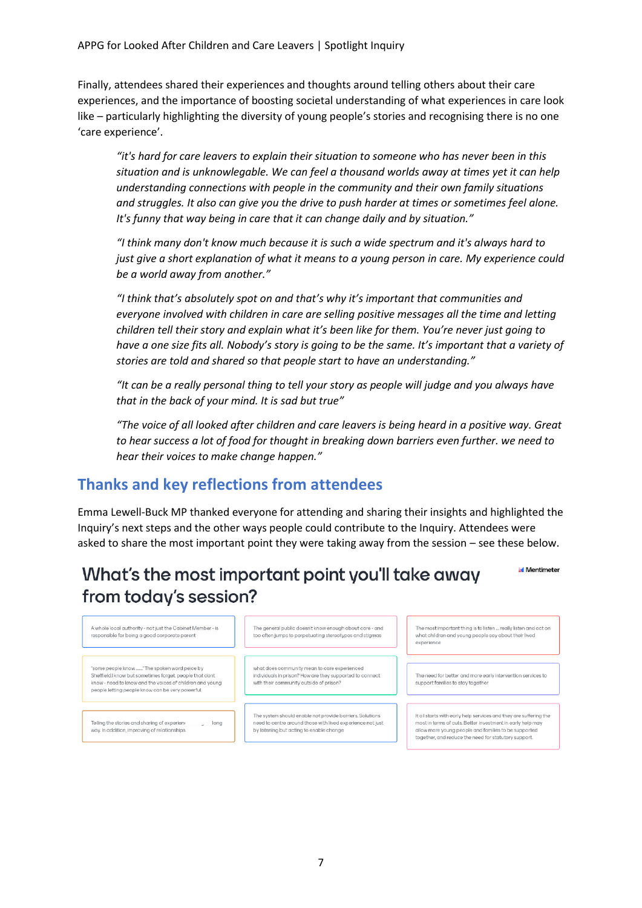Finally, attendees shared their experiences and thoughts around telling others about their care experiences, and the importance of boosting societal understanding of what experiences in care look like – particularly highlighting the diversity of young people's stories and recognising there is no one 'care experience'.

> *"it's hard for care leavers to explain their situation to someone who has never been in this situation and is unknowlegable. We can feel a thousand worlds away at times yet it can help understanding connections with people in the community and their own family situations and struggles. It also can give you the drive to push harder at times or sometimes feel alone. It's funny that way being in care that it can change daily and by situation."*

> *"I think many don't know much because it is such a wide spectrum and it's always hard to just give a short explanation of what it means to a young person in care. My experience could be a world away from another."*

> *"I think that's absolutely spot on and that's why it's important that communities and everyone involved with children in care are selling positive messages all the time and letting children tell their story and explain what it's been like for them. You're never just going to have a one size fits all. Nobody's story is going to be the same. It's important that a variety of stories are told and shared so that people start to have an understanding."*

> *"It can be a really personal thing to tell your story as people will judge and you always have that in the back of your mind. It is sad but true"*

> *"The voice of all looked after children and care leavers is being heard in a positive way. Great to hear success a lot of food for thought in breaking down barriers even further. we need to hear their voices to make change happen."*

## Thanks and key reflections from attendees

Emma Lewell-Buck MP thanked everyone for attending and sharing their insights and highlighted the Inquiry's next steps and the other ways people could contribute to the Inquiry. Attendees were asked to share the most important point they were taking away from the session – see these below.

**What's the most important point you'll take away from today's session?**

Mentimeter

A whole local authority - not just the Cabinet Member - is responsible for being a good corporate parent

The general public doesn't know enough about care - and too often jumps to perpetuating stereotypes and stigmas

The most important thing is to listen ... really listen and act on what children and young people say about their lived experience

"some people know ......" The spoken word peice by Sheffield.I know but sometimes forget. people that dont know - need to know and the voices of children and young people letting people know can be very powerful.

what does community mean to care experienced individuals in prison? How are they supported to connect with their community outside of prison?

The need for better and more early intervention services to support families to stay together

Telling the stories and sharing of experien... long way. In addition, improving of relationships

The system should enable not provide barriers. Solutions need to centre around those with lived experience not just by listening but acting to enable change

It all starts with early help services and they are suffering the most in terms of cuts. Better investment in early help may allow more young people and families to be supported together, and reduce the need for statutory support.